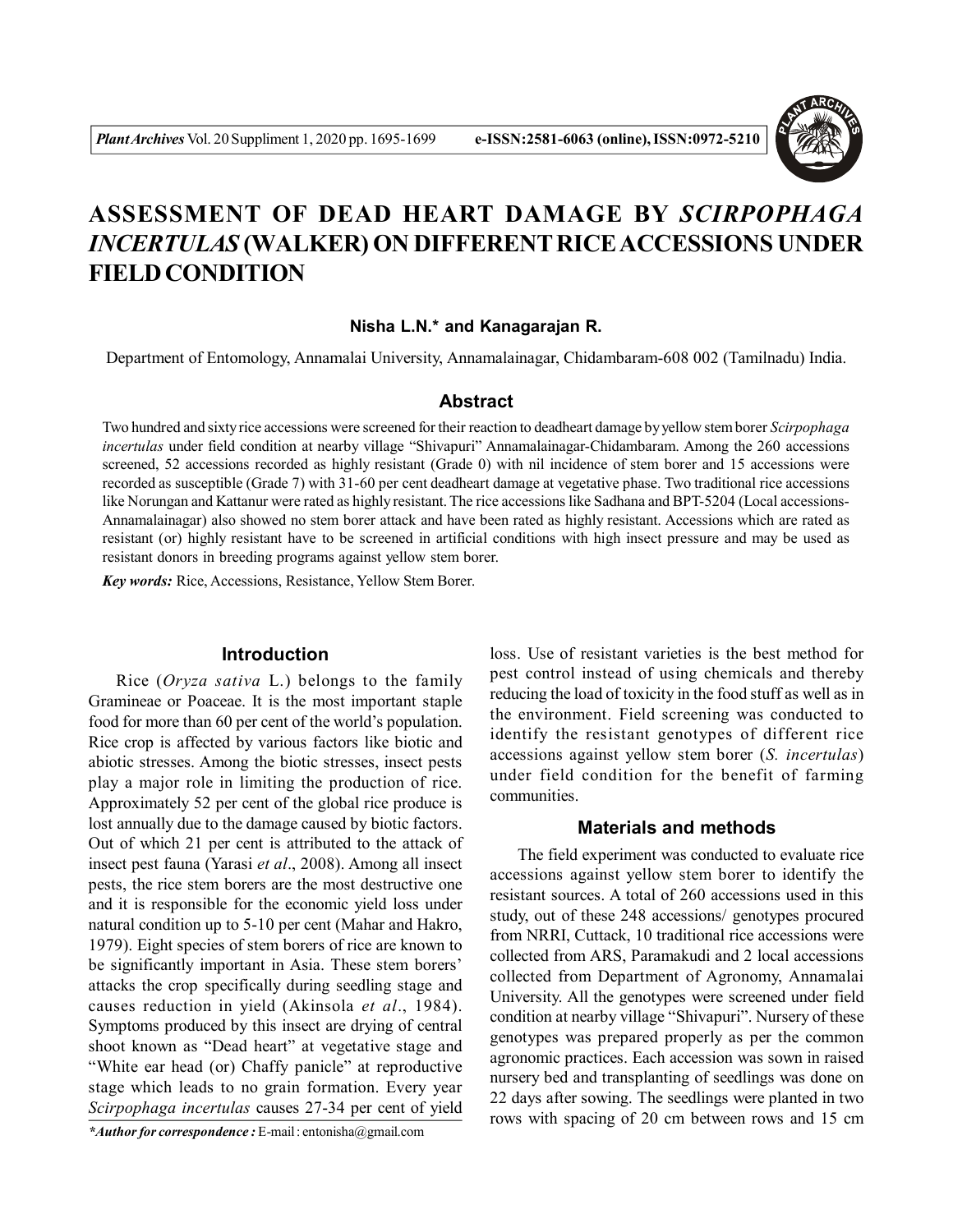# ASSESSMENT OF DEAD HEART DAMAGE BY *SCIRPOPHAGA INCERTULAS* (WALKER) ON DIFFERENT RICE ACCESSIONS UNDER FIELD CONDITION

**Nisha L.N.* and Kanagarajan R.**

Department of Entomology, Annamalai University, Annamalainagar, Chidambaram-608 002 (Tamilnadu) India.

## Abstract

Two hundred and sixty rice accessions were screened for their reaction to deadheart damage by yellow stem borer *Scirpophaga incertulas* under field condition at nearby village "Shivapuri" Annamalainagar-Chidambaram. Among the 260 accessions screened, 52 accessions recorded as highly resistant (Grade 0) with nil incidence of stem borer and 15 accessions were recorded as susceptible (Grade 7) with 31-60 per cent deadheart damage at vegetative phase. Two traditional rice accessions like Norungan and Kattanur were rated as highly resistant. The rice accessions like Sadhana and BPT-5204 (Local accessions-Annamalainagar) also showed no stem borer attack and have been rated as highly resistant. Accessions which are rated as resistant (or) highly resistant have to be screened in artificial conditions with high insect pressure and may be used as resistant donors in breeding programs against yellow stem borer.

***Key words:*** Rice, Accessions, Resistance, Yellow Stem Borer.

## Introduction

Rice (*Oryza sativa* L.) belongs to the family Gramineae or Poaceae. It is the most important staple food for more than 60 per cent of the world's population. Rice crop is affected by various factors like biotic and abiotic stresses. Among the biotic stresses, insect pests play a major role in limiting the production of rice. Approximately 52 per cent of the global rice produce is lost annually due to the damage caused by biotic factors. Out of which 21 per cent is attributed to the attack of insect pest fauna (Yarasi *et al*., 2008). Among all insect pests, the rice stem borers are the most destructive one and it is responsible for the economic yield loss under natural condition up to 5-10 per cent (Mahar and Hakro, 1979). Eight species of stem borers of rice are known to be significantly important in Asia. These stem borers' attacks the crop specifically during seedling stage and causes reduction in yield (Akinsola *et al*., 1984). Symptoms produced by this insect are drying of central shoot known as "Dead heart" at vegetative stage and "White ear head (or) Chaffy panicle" at reproductive stage which leads to no grain formation. Every year *Scirpophaga incertulas* causes 27-34 per cent of yield loss. Use of resistant varieties is the best method for pest control instead of using chemicals and thereby reducing the load of toxicity in the food stuff as well as in the environment. Field screening was conducted to identify the resistant genotypes of different rice accessions against yellow stem borer (*S. incertulas*) under field condition for the benefit of farming communities.

## Materials and methods

The field experiment was conducted to evaluate rice accessions against yellow stem borer to identify the resistant sources. A total of 260 accessions used in this study, out of these 248 accessions/ genotypes procured from NRRI, Cuttack, 10 traditional rice accessions were collected from ARS, Paramakudi and 2 local accessions collected from Department of Agronomy, Annamalai University. All the genotypes were screened under field condition at nearby village "Shivapuri". Nursery of these genotypes was prepared properly as per the common agronomic practices. Each accession was sown in raised nursery bed and transplanting of seedlings was done on 22 days after sowing. The seedlings were planted in two rows with spacing of 20 cm between rows and 15 cm

****Author for correspondence :*** E-mail : entonisha@gmail.com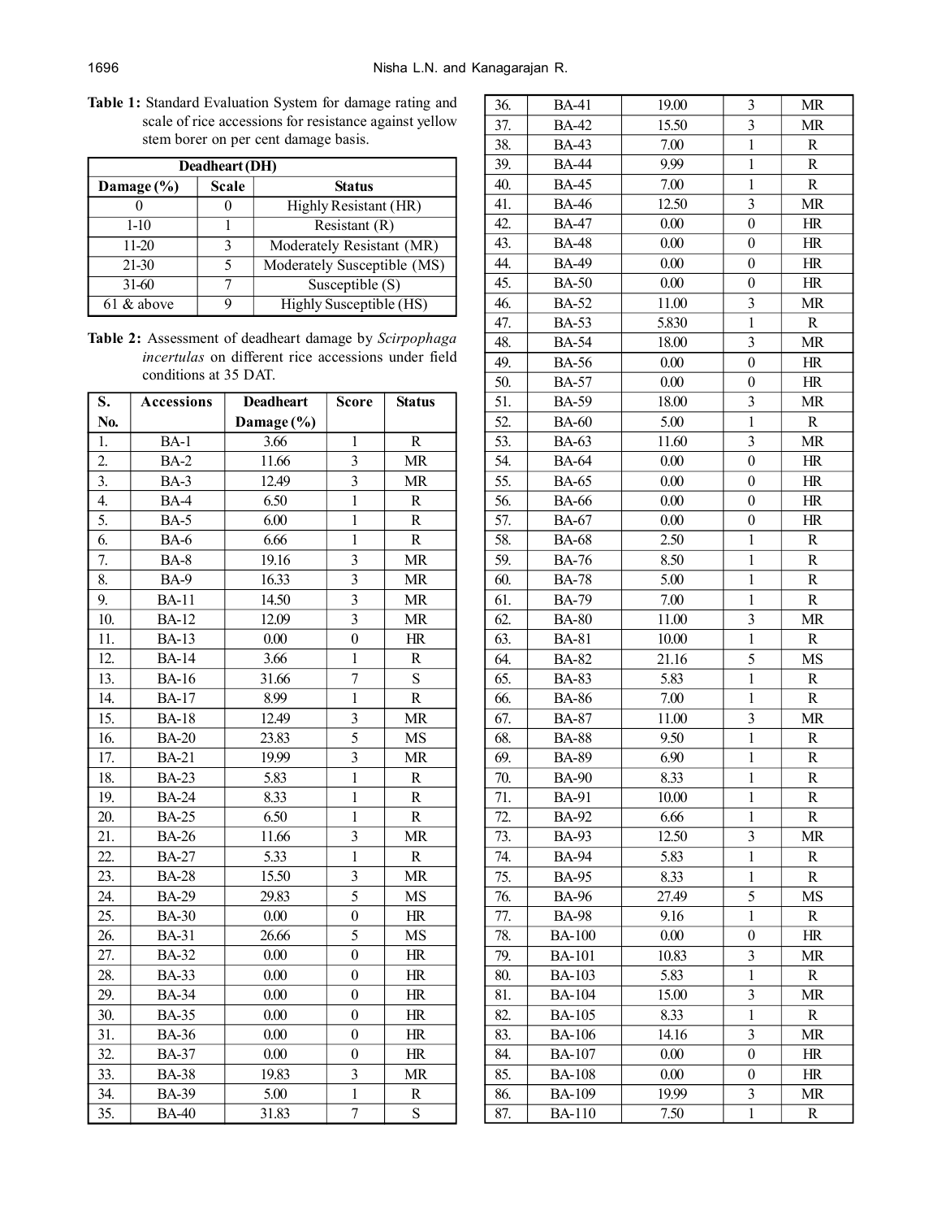**Table 1:** Standard Evaluation System for damage rating and scale of rice accessions for resistance against yellow stem borer on per cent damage basis.

| Deadheart (DH) | | |
|---|---|---|
| Damage (%) | Scale | Status |
| 0 | 0 | Highly Resistant (HR) |
| 1-10 | 1 | Resistant (R) |
| 11-20 | 3 | Moderately Resistant (MR) |
| 21-30 | 5 | Moderately Susceptible (MS) |
| 31-60 | 7 | Susceptible (S) |
| 61 & above | 9 | Highly Susceptible (HS) |

**Table 2:** Assessment of deadheart damage by *Scirpophaga incertulas* on different rice accessions under field conditions at 35 DAT.

| S. No. | Accessions | Deadheart Damage (%) | Score | Status |
|---|---|---|---|---|
| 1. | BA-1 | 3.66 | 1 | R |
| 2. | BA-2 | 11.66 | 3 | MR |
| 3. | BA-3 | 12.49 | 3 | MR |
| 4. | BA-4 | 6.50 | 1 | R |
| 5. | BA-5 | 6.00 | 1 | R |
| 6. | BA-6 | 6.66 | 1 | R |
| 7. | BA-8 | 19.16 | 3 | MR |
| 8. | BA-9 | 16.33 | 3 | MR |
| 9. | BA-11 | 14.50 | 3 | MR |
| 10. | BA-12 | 12.09 | 3 | MR |
| 11. | BA-13 | 0.00 | 0 | HR |
| 12. | BA-14 | 3.66 | 1 | R |
| 13. | BA-16 | 31.66 | 7 | S |
| 14. | BA-17 | 8.99 | 1 | R |
| 15. | BA-18 | 12.49 | 3 | MR |
| 16. | BA-20 | 23.83 | 5 | MS |
| 17. | BA-21 | 19.99 | 3 | MR |
| 18. | BA-23 | 5.83 | 1 | R |
| 19. | BA-24 | 8.33 | 1 | R |
| 20. | BA-25 | 6.50 | 1 | R |
| 21. | BA-26 | 11.66 | 3 | MR |
| 22. | BA-27 | 5.33 | 1 | R |
| 23. | BA-28 | 15.50 | 3 | MR |
| 24. | BA-29 | 29.83 | 5 | MS |
| 25. | BA-30 | 0.00 | 0 | HR |
| 26. | BA-31 | 26.66 | 5 | MS |
| 27. | BA-32 | 0.00 | 0 | HR |
| 28. | BA-33 | 0.00 | 0 | HR |
| 29. | BA-34 | 0.00 | 0 | HR |
| 30. | BA-35 | 0.00 | 0 | HR |
| 31. | BA-36 | 0.00 | 0 | HR |
| 32. | BA-37 | 0.00 | 0 | HR |
| 33. | BA-38 | 19.83 | 3 | MR |
| 34. | BA-39 | 5.00 | 1 | R |
| 35. | BA-40 | 31.83 | 7 | S |
| 36. | BA-41 | 19.00 | 3 | MR |
| 37. | BA-42 | 15.50 | 3 | MR |
| 38. | BA-43 | 7.00 | 1 | R |
| 39. | BA-44 | 9.99 | 1 | R |
| 40. | BA-45 | 7.00 | 1 | R |
| 41. | BA-46 | 12.50 | 3 | MR |
| 42. | BA-47 | 0.00 | 0 | HR |
| 43. | BA-48 | 0.00 | 0 | HR |
| 44. | BA-49 | 0.00 | 0 | HR |
| 45. | BA-50 | 0.00 | 0 | HR |
| 46. | BA-52 | 11.00 | 3 | MR |
| 47. | BA-53 | 5.830 | 1 | R |
| 48. | BA-54 | 18.00 | 3 | MR |
| 49. | BA-56 | 0.00 | 0 | HR |
| 50. | BA-57 | 0.00 | 0 | HR |
| 51. | BA-59 | 18.00 | 3 | MR |
| 52. | BA-60 | 5.00 | 1 | R |
| 53. | BA-63 | 11.60 | 3 | MR |
| 54. | BA-64 | 0.00 | 0 | HR |
| 55. | BA-65 | 0.00 | 0 | HR |
| 56. | BA-66 | 0.00 | 0 | HR |
| 57. | BA-67 | 0.00 | 0 | HR |
| 58. | BA-68 | 2.50 | 1 | R |
| 59. | BA-76 | 8.50 | 1 | R |
| 60. | BA-78 | 5.00 | 1 | R |
| 61. | BA-79 | 7.00 | 1 | R |
| 62. | BA-80 | 11.00 | 3 | MR |
| 63. | BA-81 | 10.00 | 1 | R |
| 64. | BA-82 | 21.16 | 5 | MS |
| 65. | BA-83 | 5.83 | 1 | R |
| 66. | BA-86 | 7.00 | 1 | R |
| 67. | BA-87 | 11.00 | 3 | MR |
| 68. | BA-88 | 9.50 | 1 | R |
| 69. | BA-89 | 6.90 | 1 | R |
| 70. | BA-90 | 8.33 | 1 | R |
| 71. | BA-91 | 10.00 | 1 | R |
| 72. | BA-92 | 6.66 | 1 | R |
| 73. | BA-93 | 12.50 | 3 | MR |
| 74. | BA-94 | 5.83 | 1 | R |
| 75. | BA-95 | 8.33 | 1 | R |
| 76. | BA-96 | 27.49 | 5 | MS |
| 77. | BA-98 | 9.16 | 1 | R |
| 78. | BA-100 | 0.00 | 0 | HR |
| 79. | BA-101 | 10.83 | 3 | MR |
| 80. | BA-103 | 5.83 | 1 | R |
| 81. | BA-104 | 15.00 | 3 | MR |
| 82. | BA-105 | 8.33 | 1 | R |
| 83. | BA-106 | 14.16 | 3 | MR |
| 84. | BA-107 | 0.00 | 0 | HR |
| 85. | BA-108 | 0.00 | 0 | HR |
| 86. | BA-109 | 19.99 | 3 | MR |
| 87. | BA-110 | 7.50 | 1 | R |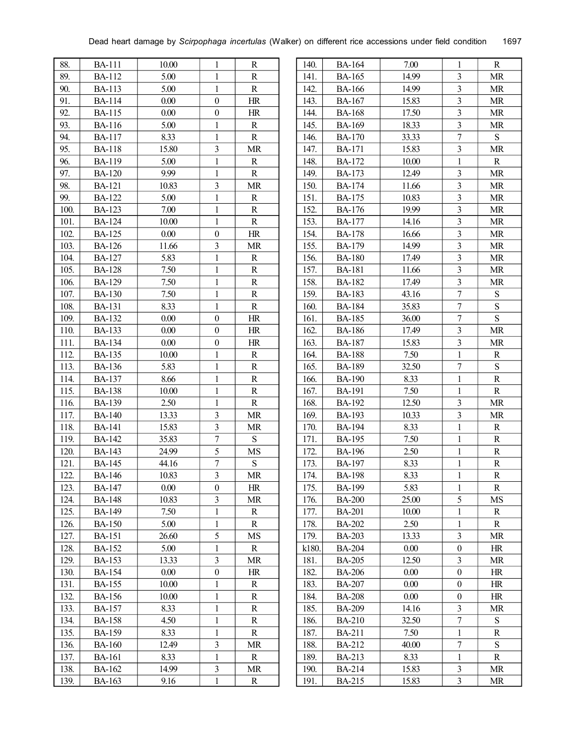| | | | | |
|---|---|---|---|---|
| 88. | BA-111 | 10.00 | 1 | R |
| 89. | BA-112 | 5.00 | 1 | R |
| 90. | BA-113 | 5.00 | 1 | R |
| 91. | BA-114 | 0.00 | 0 | HR |
| 92. | BA-115 | 0.00 | 0 | HR |
| 93. | BA-116 | 5.00 | 1 | R |
| 94. | BA-117 | 8.33 | 1 | R |
| 95. | BA-118 | 15.80 | 3 | MR |
| 96. | BA-119 | 5.00 | 1 | R |
| 97. | BA-120 | 9.99 | 1 | R |
| 98. | BA-121 | 10.83 | 3 | MR |
| 99. | BA-122 | 5.00 | 1 | R |
| 100. | BA-123 | 7.00 | 1 | R |
| 101. | BA-124 | 10.00 | 1 | R |
| 102. | BA-125 | 0.00 | 0 | HR |
| 103. | BA-126 | 11.66 | 3 | MR |
| 104. | BA-127 | 5.83 | 1 | R |
| 105. | BA-128 | 7.50 | 1 | R |
| 106. | BA-129 | 7.50 | 1 | R |
| 107. | BA-130 | 7.50 | 1 | R |
| 108. | BA-131 | 8.33 | 1 | R |
| 109. | BA-132 | 0.00 | 0 | HR |
| 110. | BA-133 | 0.00 | 0 | HR |
| 111. | BA-134 | 0.00 | 0 | HR |
| 112. | BA-135 | 10.00 | 1 | R |
| 113. | BA-136 | 5.83 | 1 | R |
| 114. | BA-137 | 8.66 | 1 | R |
| 115. | BA-138 | 10.00 | 1 | R |
| 116. | BA-139 | 2.50 | 1 | R |
| 117. | BA-140 | 13.33 | 3 | MR |
| 118. | BA-141 | 15.83 | 3 | MR |
| 119. | BA-142 | 35.83 | 7 | S |
| 120. | BA-143 | 24.99 | 5 | MS |
| 121. | BA-145 | 44.16 | 7 | S |
| 122. | BA-146 | 10.83 | 3 | MR |
| 123. | BA-147 | 0.00 | 0 | HR |
| 124. | BA-148 | 10.83 | 3 | MR |
| 125. | BA-149 | 7.50 | 1 | R |
| 126. | BA-150 | 5.00 | 1 | R |
| 127. | BA-151 | 26.60 | 5 | MS |
| 128. | BA-152 | 5.00 | 1 | R |
| 129. | BA-153 | 13.33 | 3 | MR |
| 130. | BA-154 | 0.00 | 0 | HR |
| 131. | BA-155 | 10.00 | 1 | R |
| 132. | BA-156 | 10.00 | 1 | R |
| 133. | BA-157 | 8.33 | 1 | R |
| 134. | BA-158 | 4.50 | 1 | R |
| 135. | BA-159 | 8.33 | 1 | R |
| 136. | BA-160 | 12.49 | 3 | MR |
| 137. | BA-161 | 8.33 | 1 | R |
| 138. | BA-162 | 14.99 | 3 | MR |
| 139. | BA-163 | 9.16 | 1 | R |
| 140. | BA-164 | 7.00 | 1 | R |
| 141. | BA-165 | 14.99 | 3 | MR |
| 142. | BA-166 | 14.99 | 3 | MR |
| 143. | BA-167 | 15.83 | 3 | MR |
| 144. | BA-168 | 17.50 | 3 | MR |
| 145. | BA-169 | 18.33 | 3 | MR |
| 146. | BA-170 | 33.33 | 7 | S |
| 147. | BA-171 | 15.83 | 3 | MR |
| 148. | BA-172 | 10.00 | 1 | R |
| 149. | BA-173 | 12.49 | 3 | MR |
| 150. | BA-174 | 11.66 | 3 | MR |
| 151. | BA-175 | 10.83 | 3 | MR |
| 152. | BA-176 | 19.99 | 3 | MR |
| 153. | BA-177 | 14.16 | 3 | MR |
| 154. | BA-178 | 16.66 | 3 | MR |
| 155. | BA-179 | 14.99 | 3 | MR |
| 156. | BA-180 | 17.49 | 3 | MR |
| 157. | BA-181 | 11.66 | 3 | MR |
| 158. | BA-182 | 17.49 | 3 | MR |
| 159. | BA-183 | 43.16 | 7 | S |
| 160. | BA-184 | 35.83 | 7 | S |
| 161. | BA-185 | 36.00 | 7 | S |
| 162. | BA-186 | 17.49 | 3 | MR |
| 163. | BA-187 | 15.83 | 3 | MR |
| 164. | BA-188 | 7.50 | 1 | R |
| 165. | BA-189 | 32.50 | 7 | S |
| 166. | BA-190 | 8.33 | 1 | R |
| 167. | BA-191 | 7.50 | 1 | R |
| 168. | BA-192 | 12.50 | 3 | MR |
| 169. | BA-193 | 10.33 | 3 | MR |
| 170. | BA-194 | 8.33 | 1 | R |
| 171. | BA-195 | 7.50 | 1 | R |
| 172. | BA-196 | 2.50 | 1 | R |
| 173. | BA-197 | 8.33 | 1 | R |
| 174. | BA-198 | 8.33 | 1 | R |
| 175. | BA-199 | 5.83 | 1 | R |
| 176. | BA-200 | 25.00 | 5 | MS |
| 177. | BA-201 | 10.00 | 1 | R |
| 178. | BA-202 | 2.50 | 1 | R |
| 179. | BA-203 | 13.33 | 3 | MR |
| k180. | BA-204 | 0.00 | 0 | HR |
| 181. | BA-205 | 12.50 | 3 | MR |
| 182. | BA-206 | 0.00 | 0 | HR |
| 183. | BA-207 | 0.00 | 0 | HR |
| 184. | BA-208 | 0.00 | 0 | HR |
| 185. | BA-209 | 14.16 | 3 | MR |
| 186. | BA-210 | 32.50 | 7 | S |
| 187. | BA-211 | 7.50 | 1 | R |
| 188. | BA-212 | 40.00 | 7 | S |
| 189. | BA-213 | 8.33 | 1 | R |
| 190. | BA-214 | 15.83 | 3 | MR |
| 191. | BA-215 | 15.83 | 3 | MR |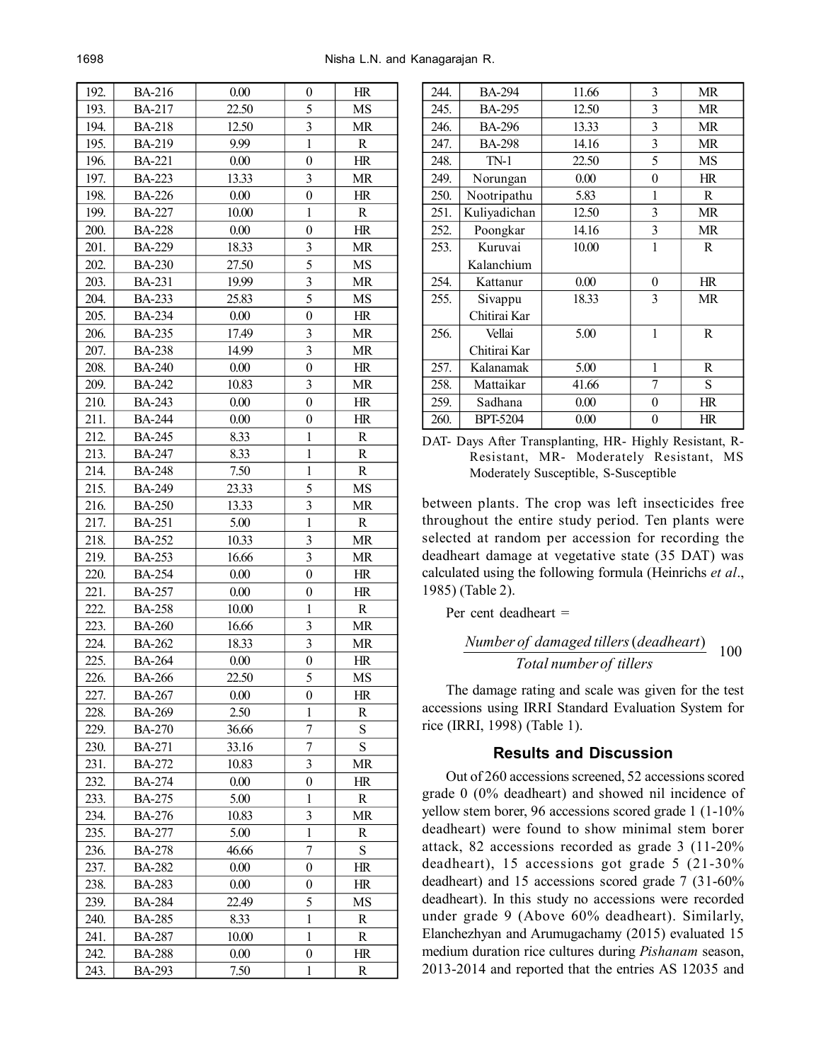| 192. | BA-216 | 0.00 | 0 | HR |
|---|---|---|---|---|
| 193. | BA-217 | 22.50 | 5 | MS |
| 194. | BA-218 | 12.50 | 3 | MR |
| 195. | BA-219 | 9.99 | 1 | R |
| 196. | BA-221 | 0.00 | 0 | HR |
| 197. | BA-223 | 13.33 | 3 | MR |
| 198. | BA-226 | 0.00 | 0 | HR |
| 199. | BA-227 | 10.00 | 1 | R |
| 200. | BA-228 | 0.00 | 0 | HR |
| 201. | BA-229 | 18.33 | 3 | MR |
| 202. | BA-230 | 27.50 | 5 | MS |
| 203. | BA-231 | 19.99 | 3 | MR |
| 204. | BA-233 | 25.83 | 5 | MS |
| 205. | BA-234 | 0.00 | 0 | HR |
| 206. | BA-235 | 17.49 | 3 | MR |
| 207. | BA-238 | 14.99 | 3 | MR |
| 208. | BA-240 | 0.00 | 0 | HR |
| 209. | BA-242 | 10.83 | 3 | MR |
| 210. | BA-243 | 0.00 | 0 | HR |
| 211. | BA-244 | 0.00 | 0 | HR |
| 212. | BA-245 | 8.33 | 1 | R |
| 213. | BA-247 | 8.33 | 1 | R |
| 214. | BA-248 | 7.50 | 1 | R |
| 215. | BA-249 | 23.33 | 5 | MS |
| 216. | BA-250 | 13.33 | 3 | MR |
| 217. | BA-251 | 5.00 | 1 | R |
| 218. | BA-252 | 10.33 | 3 | MR |
| 219. | BA-253 | 16.66 | 3 | MR |
| 220. | BA-254 | 0.00 | 0 | HR |
| 221. | BA-257 | 0.00 | 0 | HR |
| 222. | BA-258 | 10.00 | 1 | R |
| 223. | BA-260 | 16.66 | 3 | MR |
| 224. | BA-262 | 18.33 | 3 | MR |
| 225. | BA-264 | 0.00 | 0 | HR |
| 226. | BA-266 | 22.50 | 5 | MS |
| 227. | BA-267 | 0.00 | 0 | HR |
| 228. | BA-269 | 2.50 | 1 | R |
| 229. | BA-270 | 36.66 | 7 | S |
| 230. | BA-271 | 33.16 | 7 | S |
| 231. | BA-272 | 10.83 | 3 | MR |
| 232. | BA-274 | 0.00 | 0 | HR |
| 233. | BA-275 | 5.00 | 1 | R |
| 234. | BA-276 | 10.83 | 3 | MR |
| 235. | BA-277 | 5.00 | 1 | R |
| 236. | BA-278 | 46.66 | 7 | S |
| 237. | BA-282 | 0.00 | 0 | HR |
| 238. | BA-283 | 0.00 | 0 | HR |
| 239. | BA-284 | 22.49 | 5 | MS |
| 240. | BA-285 | 8.33 | 1 | R |
| 241. | BA-287 | 10.00 | 1 | R |
| 242. | BA-288 | 0.00 | 0 | HR |
| 243. | BA-293 | 7.50 | 1 | R |
| 244. | BA-294 | 11.66 | 3 | MR |
| 245. | BA-295 | 12.50 | 3 | MR |
| 246. | BA-296 | 13.33 | 3 | MR |
| 247. | BA-298 | 14.16 | 3 | MR |
| 248. | TN-1 | 22.50 | 5 | MS |
| 249. | Norungan | 0.00 | 0 | HR |
| 250. | Nootripathu | 5.83 | 1 | R |
| 251. | Kuliyadichan | 12.50 | 3 | MR |
| 252. | Poongkar | 14.16 | 3 | MR |
| 253. | Kuruvai Kalanchium | 10.00 | 1 | R |
| 254. | Kattanur | 0.00 | 0 | HR |
| 255. | Sivappu Chitirai Kar | 18.33 | 3 | MR |
| 256. | Vellai Chitirai Kar | 5.00 | 1 | R |
| 257. | Kalanamak | 5.00 | 1 | R |
| 258. | Mattaikar | 41.66 | 7 | S |
| 259. | Sadhana | 0.00 | 0 | HR |
| 260. | BPT-5204 | 0.00 | 0 | HR |

DAT- Days After Transplanting, HR- Highly Resistant, R- Resistant, MR- Moderately Resistant, MS Moderately Susceptible, S-Susceptible

between plants. The crop was left insecticides free throughout the entire study period. Ten plants were selected at random per accession for recording the deadheart damage at vegetative state (35 DAT) was calculated using the following formula (Heinrichs *et al*., 1985) (Table 2).

Per cent deadheart =

$$\frac{Number\ of\ damaged\ tillers\ (deadheart)}{Total\ number\ of\ tillers}\ 100$$

The damage rating and scale was given for the test accessions using IRRI Standard Evaluation System for rice (IRRI, 1998) (Table 1).

## Results and Discussion

Out of 260 accessions screened, 52 accessions scored grade 0 (0% deadheart) and showed nil incidence of yellow stem borer, 96 accessions scored grade 1 (1-10% deadheart) were found to show minimal stem borer attack, 82 accessions recorded as grade 3 (11-20% deadheart), 15 accessions got grade 5 (21-30% deadheart) and 15 accessions scored grade 7 (31-60% deadheart). In this study no accessions were recorded under grade 9 (Above 60% deadheart). Similarly, Elanchezhyan and Arumugachamy (2015) evaluated 15 medium duration rice cultures during *Pishanam* season, 2013-2014 and reported that the entries AS 12035 and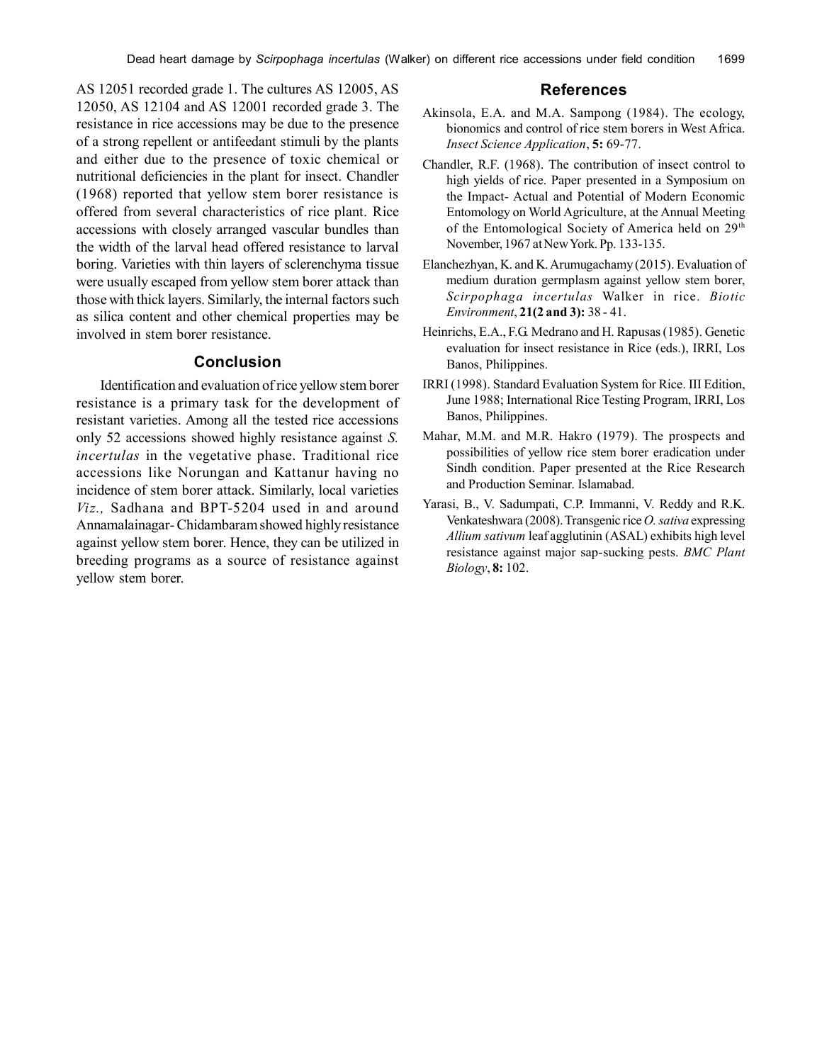AS 12051 recorded grade 1. The cultures AS 12005, AS 12050, AS 12104 and AS 12001 recorded grade 3. The resistance in rice accessions may be due to the presence of a strong repellent or antifeedant stimuli by the plants and either due to the presence of toxic chemical or nutritional deficiencies in the plant for insect. Chandler (1968) reported that yellow stem borer resistance is offered from several characteristics of rice plant. Rice accessions with closely arranged vascular bundles than the width of the larval head offered resistance to larval boring. Varieties with thin layers of sclerenchyma tissue were usually escaped from yellow stem borer attack than those with thick layers. Similarly, the internal factors such as silica content and other chemical properties may be involved in stem borer resistance.

## Conclusion

Identification and evaluation of rice yellow stem borer resistance is a primary task for the development of resistant varieties. Among all the tested rice accessions only 52 accessions showed highly resistance against *S. incertulas* in the vegetative phase. Traditional rice accessions like Norungan and Kattanur having no incidence of stem borer attack. Similarly, local varieties *Viz.,* Sadhana and BPT-5204 used in and around Annamalainagar- Chidambaram showed highly resistance against yellow stem borer. Hence, they can be utilized in breeding programs as a source of resistance against yellow stem borer.

## References

Akinsola, E.A. and M.A. Sampong (1984). The ecology, bionomics and control of rice stem borers in West Africa. *Insect Science Application*, **5:** 69-77.

Chandler, R.F. (1968). The contribution of insect control to high yields of rice. Paper presented in a Symposium on the Impact- Actual and Potential of Modern Economic Entomology on World Agriculture, at the Annual Meeting of the Entomological Society of America held on 29th November, 1967 at New York. Pp. 133-135.

Elanchezhyan, K. and K. Arumugachamy (2015). Evaluation of medium duration germplasm against yellow stem borer, *Scirpophaga incertulas* Walker in rice. *Biotic Environment*, **21(2 and 3):** 38 - 41.

Heinrichs, E.A., F.G. Medrano and H. Rapusas (1985). Genetic evaluation for insect resistance in Rice (eds.), IRRI, Los Banos, Philippines.

IRRI (1998). Standard Evaluation System for Rice. III Edition, June 1988; International Rice Testing Program, IRRI, Los Banos, Philippines.

Mahar, M.M. and M.R. Hakro (1979). The prospects and possibilities of yellow rice stem borer eradication under Sindh condition. Paper presented at the Rice Research and Production Seminar. Islamabad.

Yarasi, B., V. Sadumpati, C.P. Immanni, V. Reddy and R.K. Venkateshwara (2008). Transgenic rice *O. sativa* expressing *Allium sativum* leaf agglutinin (ASAL) exhibits high level resistance against major sap-sucking pests. *BMC Plant Biology*, **8:** 102.